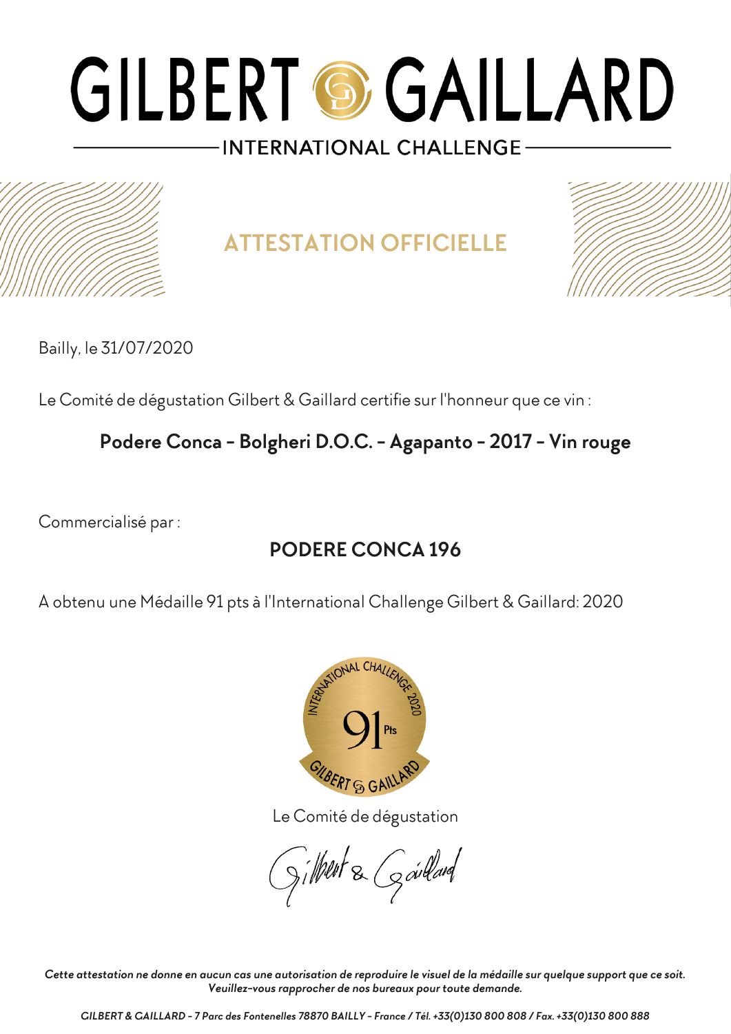# GILBERT & GAILLARD

INTERNATIONAL CHALLENGE

## ATTESTATION OFFICIELLE

Bailly, le 31/07/2020

Le Comité de dégustation Gilbert & Gaillard certifie sur l'honneur que ce vin :

**Podere Conca - Bolgheri D.O.C. - Agapanto - 2017 - Vin rouge**

Commercialisé par :

**PODERE CONCA 196**

A obtenu une Médaille 91 pts à l'International Challenge Gilbert & Gaillard: 2020

Le Comité de dégustation

Gilbert & Gaillard

*Cette attestation ne donne en aucun cas une autorisation de reproduire le visuel de la médaille sur quelque support que ce soit. Veuillez-vous rapprocher de nos bureaux pour toute demande.*

*GILBERT & GAILLARD - 7 Parc des Fontenelles 78870 BAILLY - France / Tél. +33(0)130 800 808 / Fax. +33(0)130 800 888*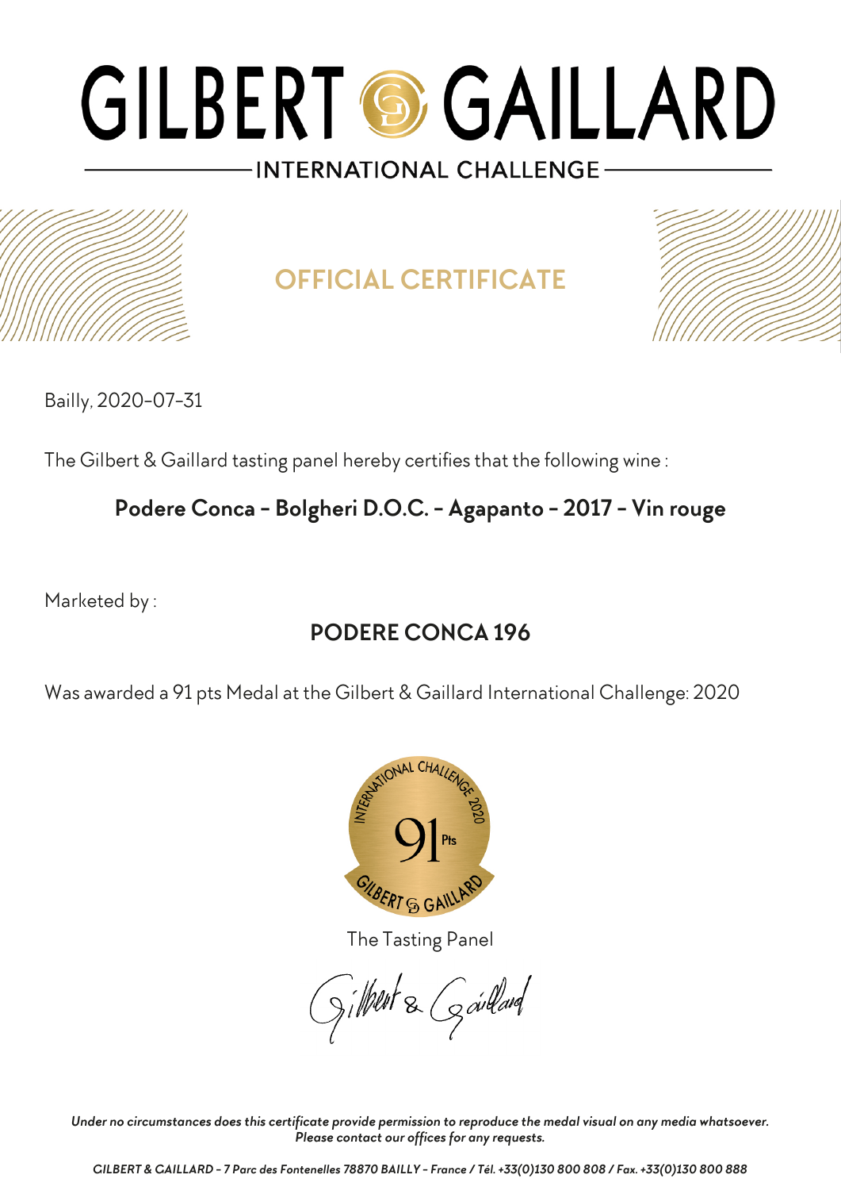# GILBERT & GAILLARD

INTERNATIONAL CHALLENGE

## OFFICIAL CERTIFICATE

Bailly, 2020-07-31

The Gilbert & Gaillard tasting panel hereby certifies that the following wine :

**Podere Conca - Bolgheri D.O.C. - Agapanto - 2017 - Vin rouge**

Marketed by :

**PODERE CONCA 196**

Was awarded a 91 pts Medal at the Gilbert & Gaillard International Challenge: 2020

The Tasting Panel

Gilbert & Gaillard

*Under no circumstances does this certificate provide permission to reproduce the medal visual on any media whatsoever. Please contact our offices for any requests.*

*GILBERT & GAILLARD - 7 Parc des Fontenelles 78870 BAILLY - France / Tél. +33(0)130 800 808 / Fax. +33(0)130 800 888*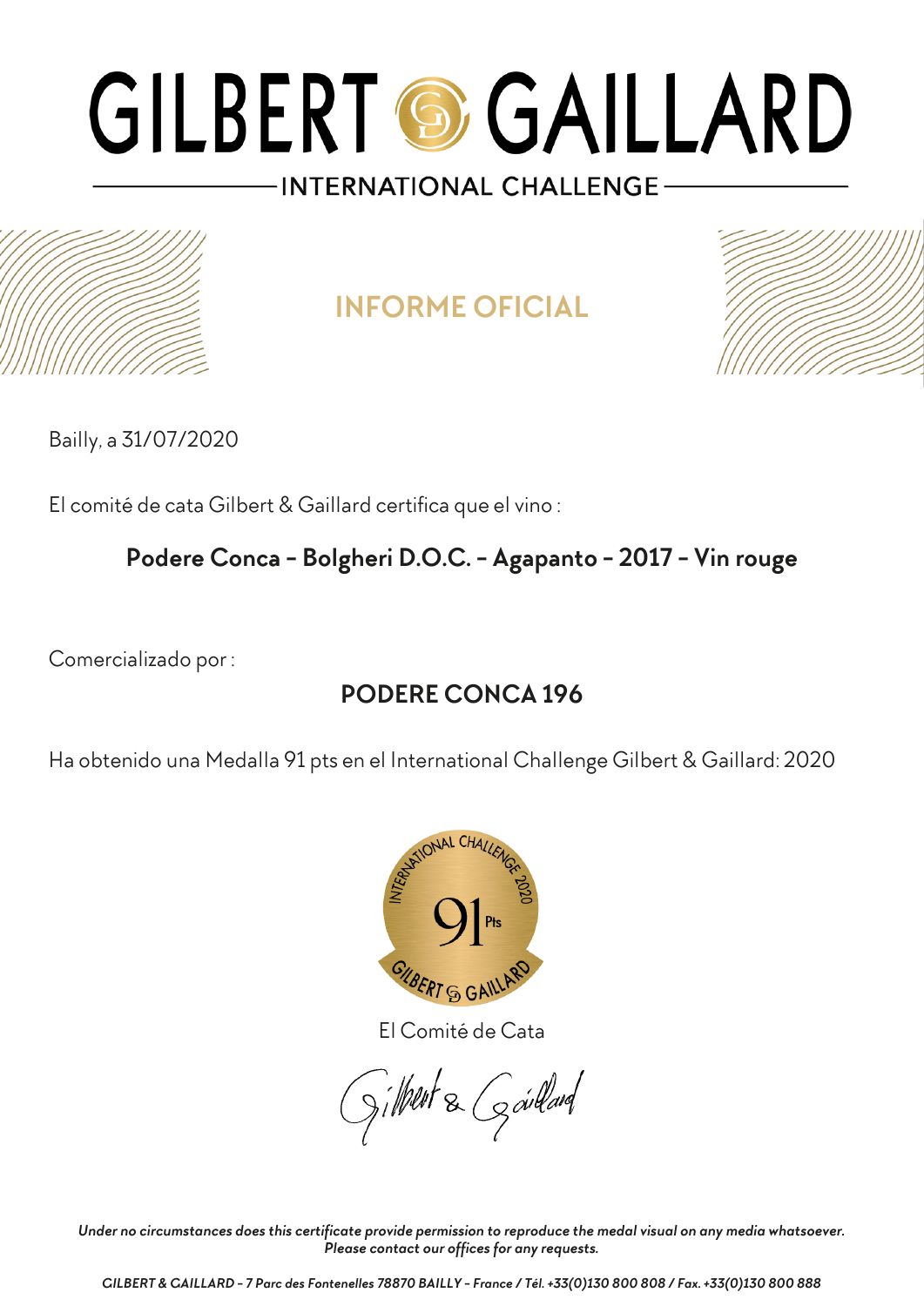# GILBERT & GAILLARD

INTERNATIONAL CHALLENGE

## INFORME OFICIAL

Bailly, a 31/07/2020

El comité de cata Gilbert & Gaillard certifica que el vino :

**Podere Conca - Bolgheri D.O.C. - Agapanto - 2017 - Vin rouge**

Comercializado por :

**PODERE CONCA 196**

Ha obtenido una Medalla 91 pts en el International Challenge Gilbert & Gaillard: 2020

El Comité de Cata

Gilbert & Gaillard

*Under no circumstances does this certificate provide permission to reproduce the medal visual on any media whatsoever. Please contact our offices for any requests.*

*GILBERT & GAILLARD - 7 Parc des Fontenelles 78870 BAILLY - France / Tél. +33(0)130 800 808 / Fax. +33(0)130 800 888*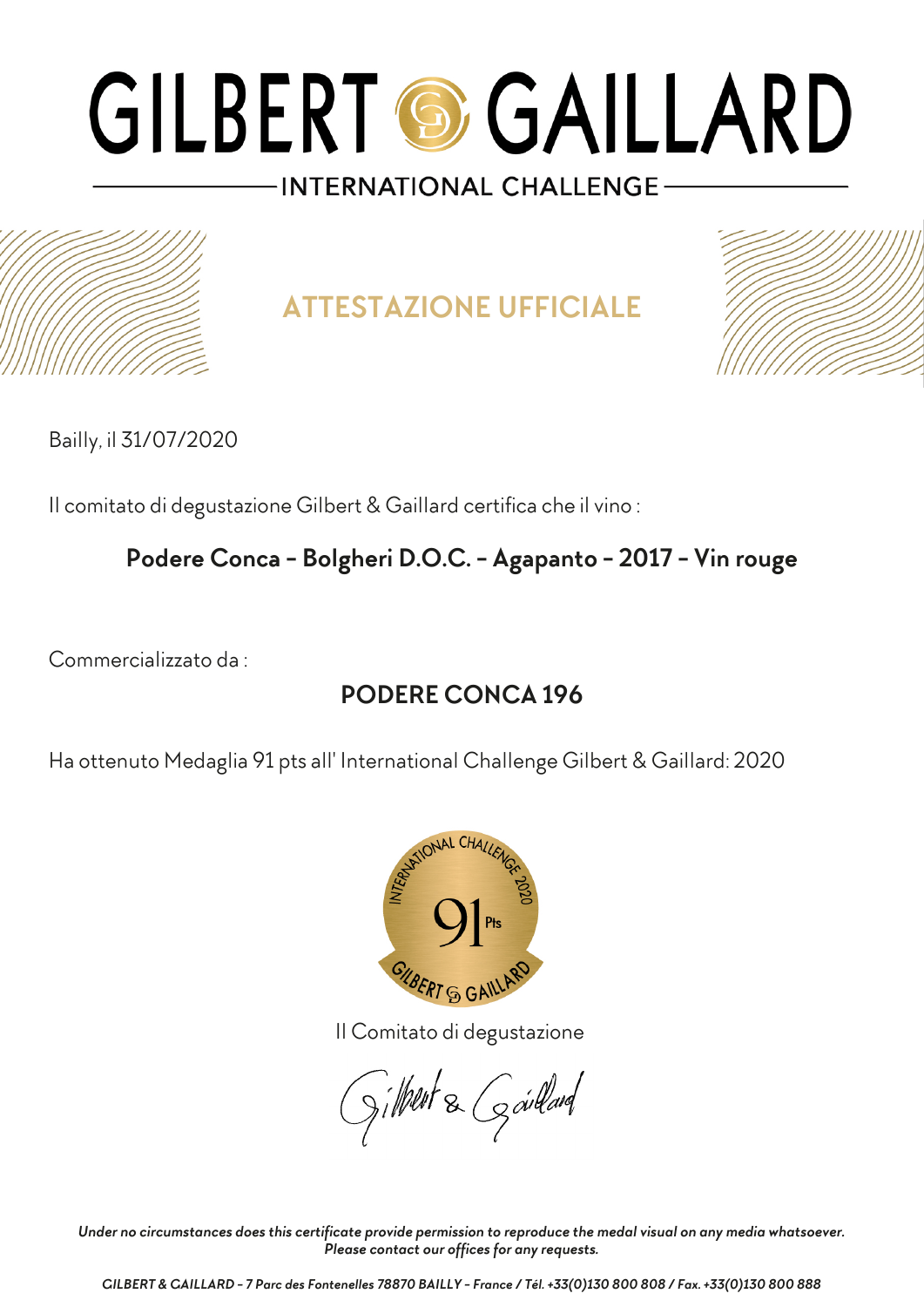# GILBERT GAILLARD

INTERNATIONAL CHALLENGE

## ATTESTAZIONE UFFICIALE

Bailly, il 31/07/2020

Il comitato di degustazione Gilbert & Gaillard certifica che il vino :

**Podere Conca - Bolgheri D.O.C. - Agapanto - 2017 - Vin rouge**

Commercializzato da :

**PODERE CONCA 196**

Ha ottenuto Medaglia 91 pts all' International Challenge Gilbert & Gaillard: 2020

INTERNATIONAL CHALLENGE 2020

91 Pts

GILBERT GAILLARD

Il Comitato di degustazione

Gilbert & Gaillard

*Under no circumstances does this certificate provide permission to reproduce the medal visual on any media whatsoever. Please contact our offices for any requests.*

*GILBERT & GAILLARD - 7 Parc des Fontenelles 78870 BAILLY - France / Tél. +33(0)130 800 808 / Fax. +33(0)130 800 888*